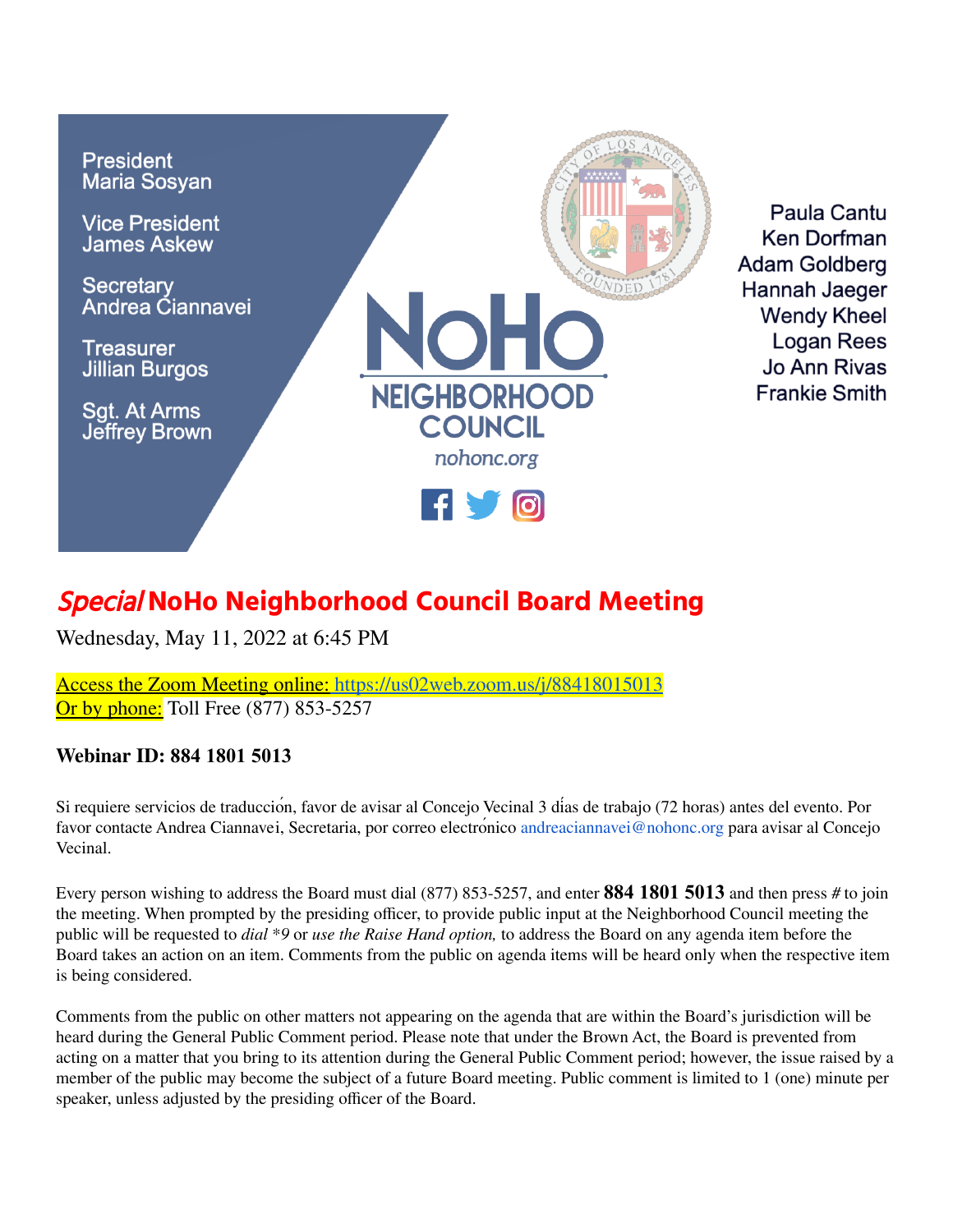President
Maria Sosyan

Vice President
James Askew

Secretary
Andrea Ciannavei

Treasurer
Jillian Burgos

Sgt. At Arms
Jeffrey Brown

NoHo
NEIGHBORHOOD
COUNCIL
nohonc.org

Paula Cantu
Ken Dorfman
Adam Goldberg
Hannah Jaeger
Wendy Kheel
Logan Rees
Jo Ann Rivas
Frankie Smith

# *Special* NoHo Neighborhood Council Board Meeting

Wednesday, May 11, 2022 at 6:45 PM

Access the Zoom Meeting online: https://us02web.zoom.us/j/88418015013
Or by phone: Toll Free (877) 853-5257

**Webinar ID: 884 1801 5013**

Si requiere servicios de traducción, favor de avisar al Concejo Vecinal 3 días de trabajo (72 horas) antes del evento. Por favor contacte Andrea Ciannavei, Secretaria, por correo electrónico andreaciannavei@nohonc.org para avisar al Concejo Vecinal.

Every person wishing to address the Board must dial (877) 853-5257, and enter **884 1801 5013** and then press # to join the meeting. When prompted by the presiding officer, to provide public input at the Neighborhood Council meeting the public will be requested to *dial *9* or *use the Raise Hand option,* to address the Board on any agenda item before the Board takes an action on an item. Comments from the public on agenda items will be heard only when the respective item is being considered.

Comments from the public on other matters not appearing on the agenda that are within the Board's jurisdiction will be heard during the General Public Comment period. Please note that under the Brown Act, the Board is prevented from acting on a matter that you bring to its attention during the General Public Comment period; however, the issue raised by a member of the public may become the subject of a future Board meeting. Public comment is limited to 1 (one) minute per speaker, unless adjusted by the presiding officer of the Board.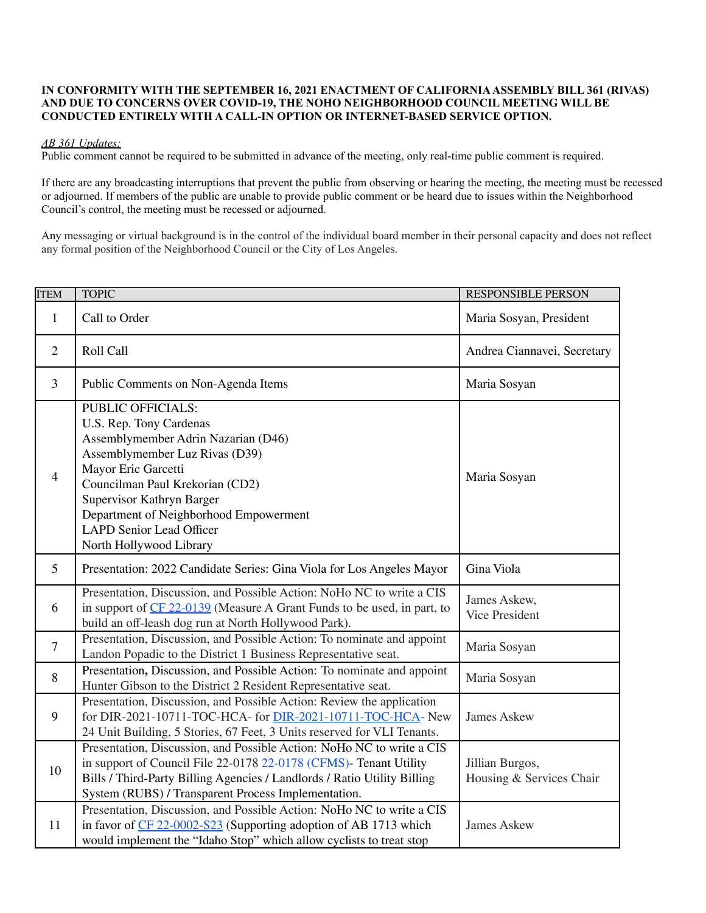**IN CONFORMITY WITH THE SEPTEMBER 16, 2021 ENACTMENT OF CALIFORNIA ASSEMBLY BILL 361 (RIVAS) AND DUE TO CONCERNS OVER COVID-19, THE NOHO NEIGHBORHOOD COUNCIL MEETING WILL BE CONDUCTED ENTIRELY WITH A CALL-IN OPTION OR INTERNET-BASED SERVICE OPTION.**

*AB 361 Updates:*
Public comment cannot be required to be submitted in advance of the meeting, only real-time public comment is required.

If there are any broadcasting interruptions that prevent the public from observing or hearing the meeting, the meeting must be recessed or adjourned. If members of the public are unable to provide public comment or be heard due to issues within the Neighborhood Council's control, the meeting must be recessed or adjourned.

Any messaging or virtual background is in the control of the individual board member in their personal capacity and does not reflect any formal position of the Neighborhood Council or the City of Los Angeles.

| ITEM | TOPIC | RESPONSIBLE PERSON |
|---|---|---|
| 1 | Call to Order | Maria Sosyan, President |
| 2 | Roll Call | Andrea Ciannavei, Secretary |
| 3 | Public Comments on Non-Agenda Items | Maria Sosyan |
| 4 | PUBLIC OFFICIALS:<br>U.S. Rep. Tony Cardenas<br>Assemblymember Adrin Nazarian (D46)<br>Assemblymember Luz Rivas (D39)<br>Mayor Eric Garcetti<br>Councilman Paul Krekorian (CD2)<br>Supervisor Kathryn Barger<br>Department of Neighborhood Empowerment<br>LAPD Senior Lead Officer<br>North Hollywood Library | Maria Sosyan |
| 5 | Presentation: 2022 Candidate Series: Gina Viola for Los Angeles Mayor | Gina Viola |
| 6 | Presentation, Discussion, and Possible Action: NoHo NC to write a CIS in support of CF 22-0139 (Measure A Grant Funds to be used, in part, to build an off-leash dog run at North Hollywood Park). | James Askew,<br>Vice President |
| 7 | Presentation, Discussion, and Possible Action: To nominate and appoint Landon Popadic to the District 1 Business Representative seat. | Maria Sosyan |
| 8 | **Presentation, Discussion, and Possible Action:** To nominate and appoint Hunter Gibson to the District 2 Resident Representative seat. | Maria Sosyan |
| 9 | Presentation, Discussion, and Possible Action: Review the application for DIR-2021-10711-TOC-HCA- for DIR-2021-10711-TOC-HCA- New 24 Unit Building, 5 Stories, 67 Feet, 3 Units reserved for VLI Tenants. | James Askew |
| 10 | Presentation, Discussion, and Possible Action: NoHo NC to write a CIS in support of Council File 22-0178 22-0178 (CFMS)- Tenant Utility Bills / Third-Party Billing Agencies / Landlords / Ratio Utility Billing System (RUBS) / Transparent Process Implementation. | Jillian Burgos,<br>Housing & Services Chair |
| 11 | Presentation, Discussion, and Possible Action: NoHo NC to write a CIS in favor of CF 22-0002-S23 (Supporting adoption of AB 1713 which would implement the "Idaho Stop" which allow cyclists to treat stop | James Askew |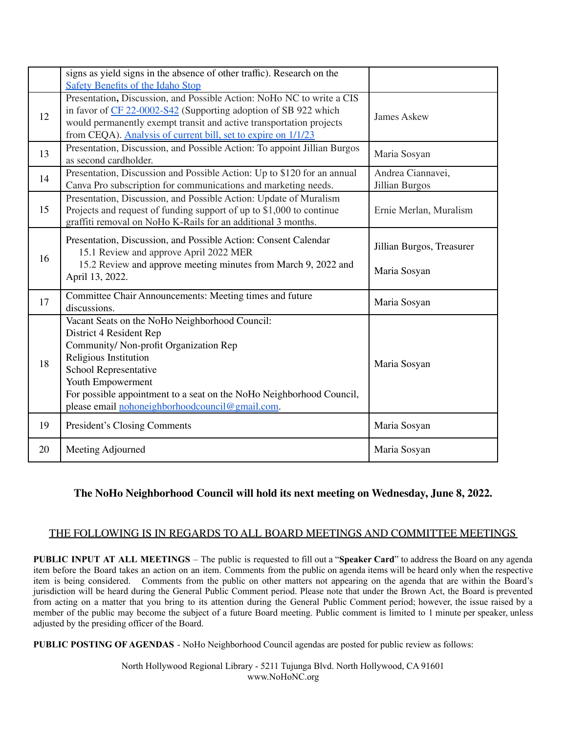| | | |
|---|---|---|
| | signs as yield signs in the absence of other traffic). Research on the [Safety Benefits of the Idaho Stop](#) | |
| 12 | Presentation**,** Discussion, and Possible Action: NoHo NC to write a CIS in favor of [CF 22-0002-S42](#) (Supporting adoption of SB 922 which would permanently exempt transit and active transportation projects from CEQA). [Analysis of current bill, set to expire on 1/1/23](#) | James Askew |
| 13 | Presentation, Discussion, and Possible Action: To appoint Jillian Burgos as second cardholder. | Maria Sosyan |
| 14 | Presentation, Discussion and Possible Action: Up to $120 for an annual Canva Pro subscription for communications and marketing needs. | Andrea Ciannavei, Jillian Burgos |
| 15 | Presentation, Discussion, and Possible Action: Update of Muralism Projects and request of funding support of up to $1,000 to continue graffiti removal on NoHo K-Rails for an additional 3 months. | Ernie Merlan, Muralism |
| 16 | Presentation, Discussion, and Possible Action: Consent Calendar<br>15.1 Review and approve April 2022 MER<br>15.2 Review and approve meeting minutes from March 9, 2022 and April 13, 2022. | Jillian Burgos, Treasurer<br><br>Maria Sosyan |
| 17 | Committee Chair Announcements: Meeting times and future discussions. | Maria Sosyan |
| 18 | Vacant Seats on the NoHo Neighborhood Council:<br>District 4 Resident Rep<br>Community/ Non-profit Organization Rep<br>Religious Institution<br>School Representative<br>Youth Empowerment<br>For possible appointment to a seat on the NoHo Neighborhood Council, please email [nohoneighborhoodcouncil@gmail.com](mailto:nohoneighborhoodcouncil@gmail.com). | Maria Sosyan |
| 19 | President's Closing Comments | Maria Sosyan |
| 20 | Meeting Adjourned | Maria Sosyan |

**The NoHo Neighborhood Council will hold its next meeting on Wednesday, June 8, 2022.**

THE FOLLOWING IS IN REGARDS TO ALL BOARD MEETINGS AND COMMITTEE MEETINGS

**PUBLIC INPUT AT ALL MEETINGS** – The public is requested to fill out a "**Speaker Card**" to address the Board on any agenda item before the Board takes an action on an item. Comments from the public on agenda items will be heard only when the respective item is being considered. Comments from the public on other matters not appearing on the agenda that are within the Board's jurisdiction will be heard during the General Public Comment period. Please note that under the Brown Act, the Board is prevented from acting on a matter that you bring to its attention during the General Public Comment period; however, the issue raised by a member of the public may become the subject of a future Board meeting. Public comment is limited to 1 minute per speaker, unless adjusted by the presiding officer of the Board.

**PUBLIC POSTING OF AGENDAS** - NoHo Neighborhood Council agendas are posted for public review as follows:

North Hollywood Regional Library - 5211 Tujunga Blvd. North Hollywood, CA 91601
www.NoHoNC.org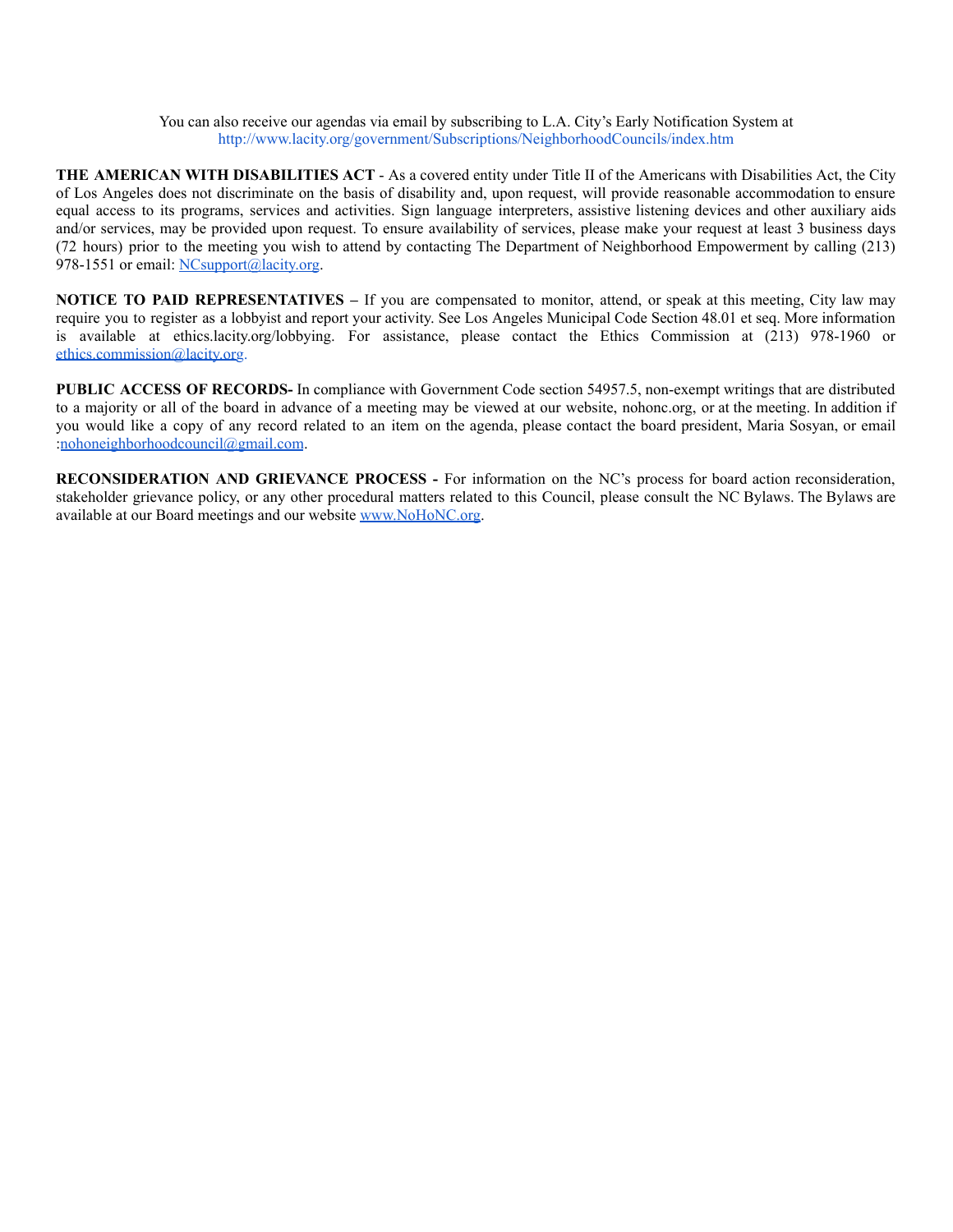You can also receive our agendas via email by subscribing to L.A. City's Early Notification System at http://www.lacity.org/government/Subscriptions/NeighborhoodCouncils/index.htm

**THE AMERICAN WITH DISABILITIES ACT** - As a covered entity under Title II of the Americans with Disabilities Act, the City of Los Angeles does not discriminate on the basis of disability and, upon request, will provide reasonable accommodation to ensure equal access to its programs, services and activities. Sign language interpreters, assistive listening devices and other auxiliary aids and/or services, may be provided upon request. To ensure availability of services, please make your request at least 3 business days (72 hours) prior to the meeting you wish to attend by contacting The Department of Neighborhood Empowerment by calling (213) 978-1551 or email: NCsupport@lacity.org.

**NOTICE TO PAID REPRESENTATIVES –** If you are compensated to monitor, attend, or speak at this meeting, City law may require you to register as a lobbyist and report your activity. See Los Angeles Municipal Code Section 48.01 et seq. More information is available at ethics.lacity.org/lobbying. For assistance, please contact the Ethics Commission at (213) 978-1960 or ethics.commission@lacity.org.

**PUBLIC ACCESS OF RECORDS-** In compliance with Government Code section 54957.5, non-exempt writings that are distributed to a majority or all of the board in advance of a meeting may be viewed at our website, nohonc.org, or at the meeting. In addition if you would like a copy of any record related to an item on the agenda, please contact the board president, Maria Sosyan, or email :nohoneighborhoodcouncil@gmail.com.

**RECONSIDERATION AND GRIEVANCE PROCESS -** For information on the NC's process for board action reconsideration, stakeholder grievance policy, or any other procedural matters related to this Council, please consult the NC Bylaws. The Bylaws are available at our Board meetings and our website www.NoHoNC.org.